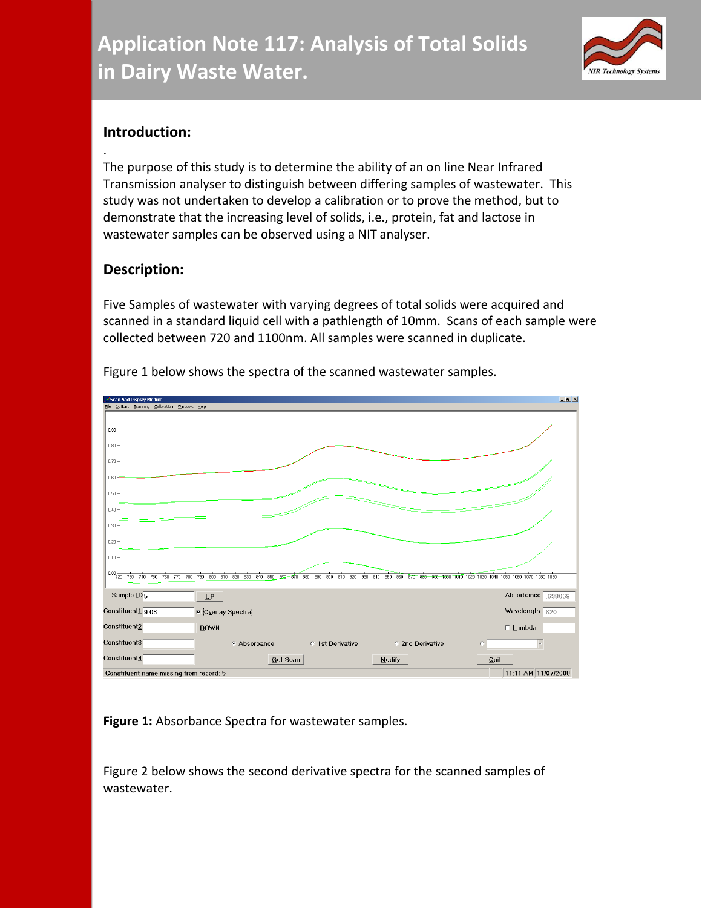# Application Note 117: Analysis of Total Solids in Dairy Waste Water.

## Introduction:

The purpose of this study is to determine the ability of an on line Near Infrared Transmission analyser to distinguish between differing samples of wastewater. This study was not undertaken to develop a calibration or to prove the method, but to demonstrate that the increasing level of solids, i.e., protein, fat and lactose in wastewater samples can be observed using a NIT analyser.

## Description:

Five Samples of wastewater with varying degrees of total solids were acquired and scanned in a standard liquid cell with a pathlength of 10mm. Scans of each sample were collected between 720 and 1100nm. All samples were scanned in duplicate.

Figure 1 below shows the spectra of the scanned wastewater samples.

**Figure 1:** Absorbance Spectra for wastewater samples.

Figure 2 below shows the second derivative spectra for the scanned samples of wastewater.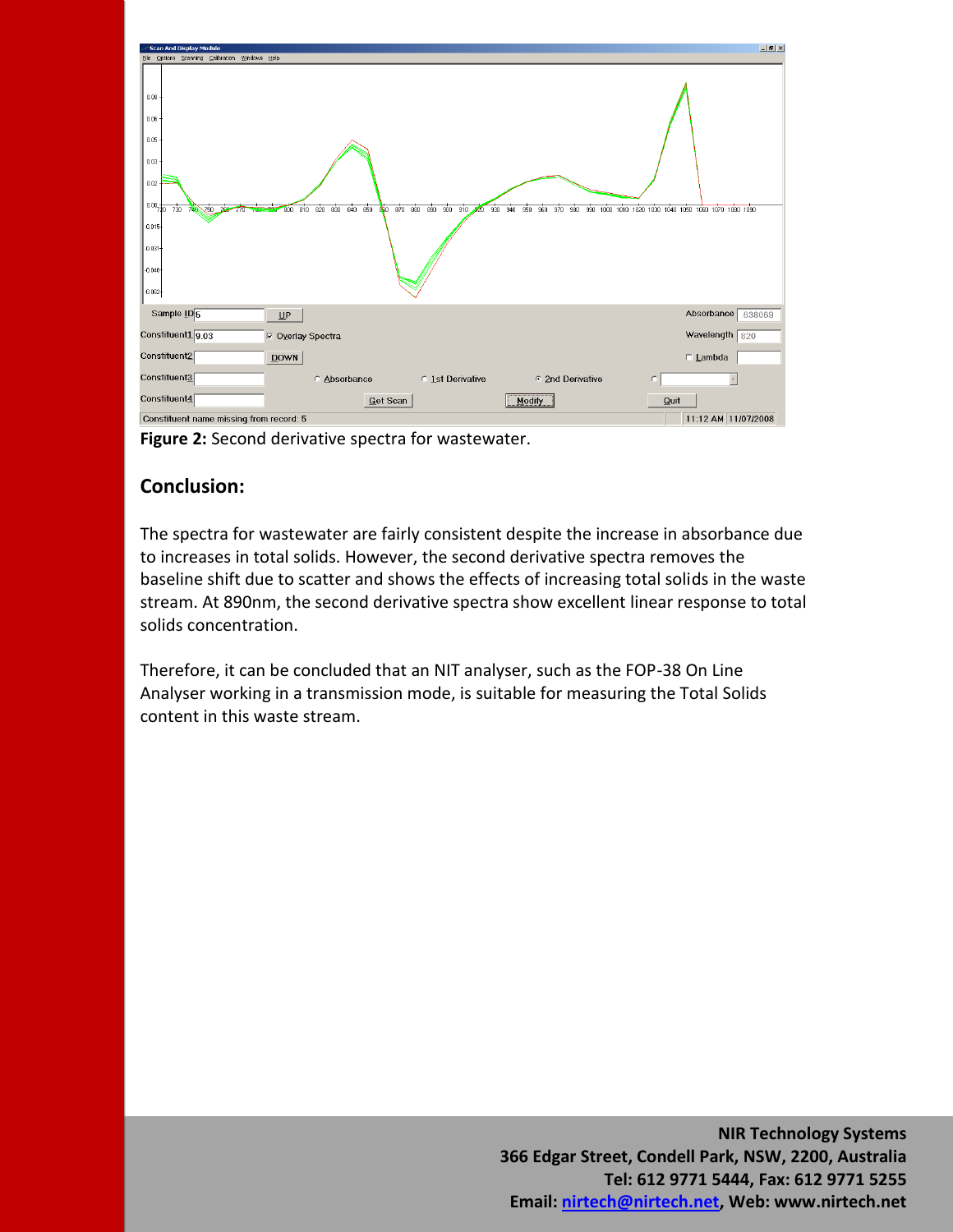Scan And Display Module

File Options Scanning Calibration Windows Help

0.08
0.06
0.05
0.03
0.02
0.00
-0.015
-0.031
-0.046
-0.062

720 730 740 750 760 770 780 790 800 810 820 830 840 850 860 870 880 890 900 910 920 930 940 950 960 970 980 990 1000 1010 1020 1030 1040 1050 1060 1070 1080 1090

Sample ID 5 UP
Constituent1 9.03 Overlay Spectra
Constituent2 DOWN
Constituent3 Absorbance 1st Derivative 2nd Derivative
Constituent4 Get Scan Modify Quit
Absorbance .638069
Wavelength 820
Lambda
Constituent name missing from record: 5
11:12 AM 11/07/2008

**Figure 2:** Second derivative spectra for wastewater.

## Conclusion:

The spectra for wastewater are fairly consistent despite the increase in absorbance due to increases in total solids. However, the second derivative spectra removes the baseline shift due to scatter and shows the effects of increasing total solids in the waste stream. At 890nm, the second derivative spectra show excellent linear response to total solids concentration.

Therefore, it can be concluded that an NIT analyser, such as the FOP-38 On Line Analyser working in a transmission mode, is suitable for measuring the Total Solids content in this waste stream.

**NIR Technology Systems**
**366 Edgar Street, Condell Park, NSW, 2200, Australia**
**Tel: 612 9771 5444, Fax: 612 9771 5255**
**Email: [nirtech@nirtech.net](mailto:nirtech@nirtech.net), Web: www.nirtech.net**